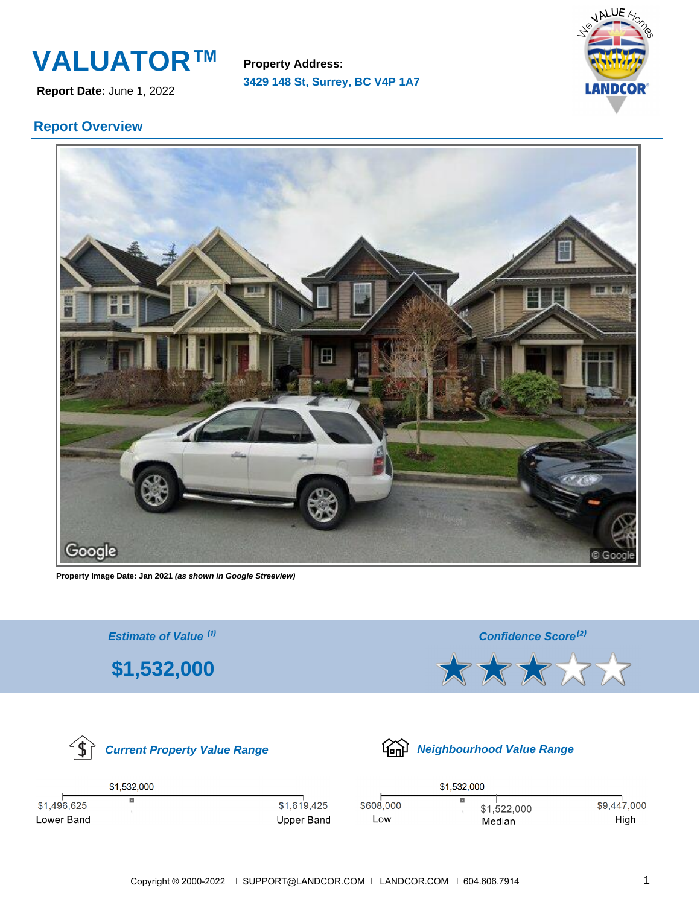# VALUATOR™

**Report Date:** June 1, 2022

**Property Address:**
3429 148 St, Surrey, BC V4P 1A7

## Report Overview

**Property Image Date: Jan 2021** ***(as shown in Google Streeview)***

| *Estimate of Value* [1] | *Confidence Score*[2] |
|---|---|
| **$1,532,000** | ★★★☆☆ |

### *Current Property Value Range*

| Lower Band | Estimate | Upper Band |
|---|---|---|
| $1,496,625 | $1,532,000 | $1,619,425 |

### *Neighbourhood Value Range*

| Low | Property | Median | High |
|---|---|---|---|
| $608,000 | $1,532,000 | $1,522,000 | $9,447,000 |

Copyright © 2000-2022 | SUPPORT@LANDCOR.COM | LANDCOR.COM | 604.606.7914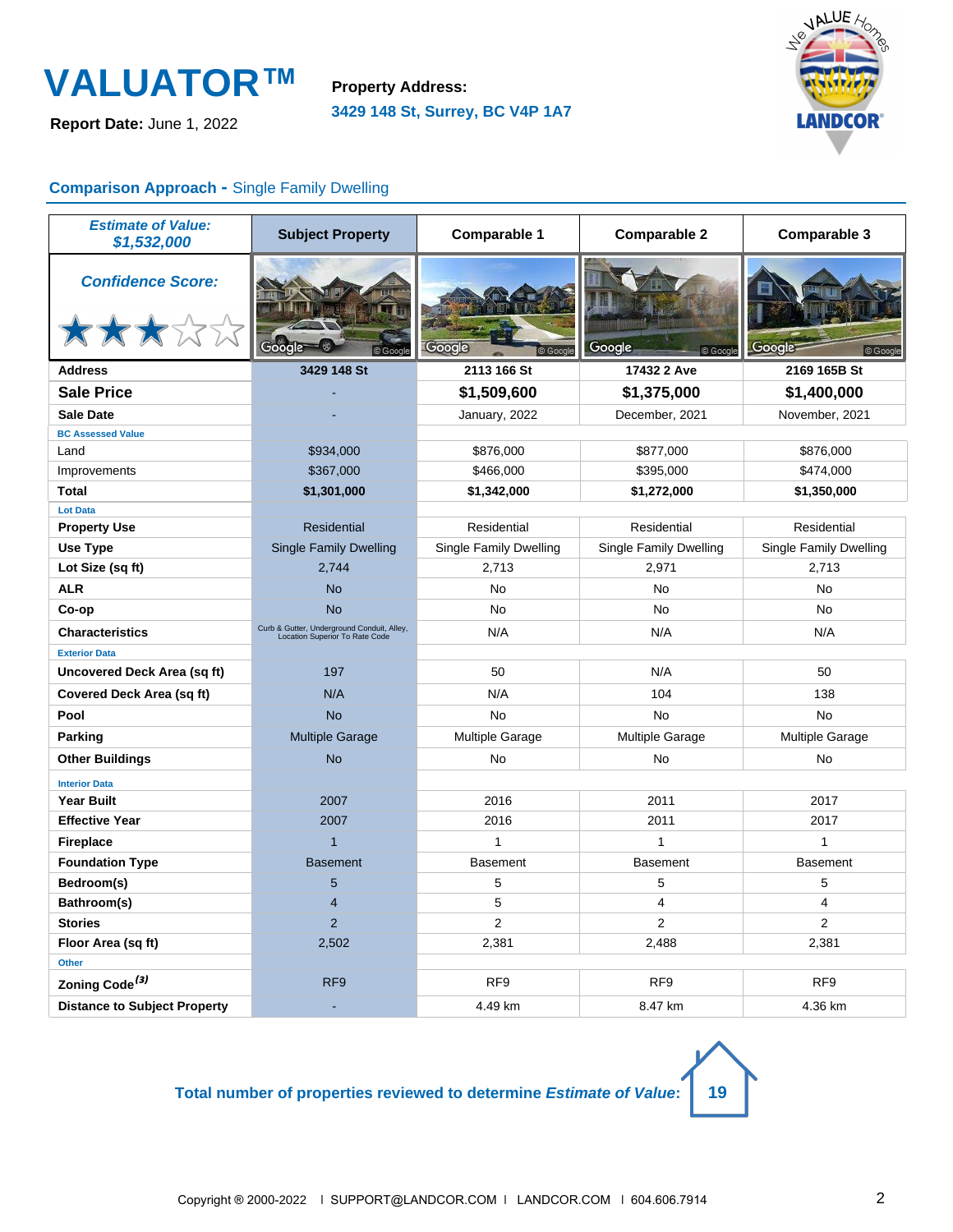# VALUATOR™

**Report Date:** June 1, 2022

**Property Address:**
3429 148 St, Surrey, BC V4P 1A7

## Comparison Approach - Single Family Dwelling

| *Estimate of Value: $1,532,000* | Subject Property | Comparable 1 | Comparable 2 | Comparable 3 |
|---|---|---|---|---|
| *Confidence Score:* ★★★☆☆ | | | | |
| **Address** | 3429 148 St | 2113 166 St | 17432 2 Ave | 2169 165B St |
| **Sale Price** | - | $1,509,600 | $1,375,000 | $1,400,000 |
| **Sale Date** | - | January, 2022 | December, 2021 | November, 2021 |
| **BC Assessed Value** | | | | |
| Land | $934,000 | $876,000 | $877,000 | $876,000 |
| Improvements | $367,000 | $466,000 | $395,000 | $474,000 |
| **Total** | **$1,301,000** | **$1,342,000** | **$1,272,000** | **$1,350,000** |
| **Lot Data** | | | | |
| **Property Use** | Residential | Residential | Residential | Residential |
| **Use Type** | Single Family Dwelling | Single Family Dwelling | Single Family Dwelling | Single Family Dwelling |
| **Lot Size (sq ft)** | 2,744 | 2,713 | 2,971 | 2,713 |
| **ALR** | No | No | No | No |
| **Co-op** | No | No | No | No |
| **Characteristics** | Curb & Gutter, Underground Conduit, Alley, Location Superior To Rate Code | N/A | N/A | N/A |
| **Exterior Data** | | | | |
| **Uncovered Deck Area (sq ft)** | 197 | 50 | N/A | 50 |
| **Covered Deck Area (sq ft)** | N/A | N/A | 104 | 138 |
| **Pool** | No | No | No | No |
| **Parking** | Multiple Garage | Multiple Garage | Multiple Garage | Multiple Garage |
| **Other Buildings** | No | No | No | No |
| **Interior Data** | | | | |
| **Year Built** | 2007 | 2016 | 2011 | 2017 |
| **Effective Year** | 2007 | 2016 | 2011 | 2017 |
| **Fireplace** | 1 | 1 | 1 | 1 |
| **Foundation Type** | Basement | Basement | Basement | Basement |
| **Bedroom(s)** | 5 | 5 | 5 | 5 |
| **Bathroom(s)** | 4 | 5 | 4 | 4 |
| **Stories** | 2 | 2 | 2 | 2 |
| **Floor Area (sq ft)** | 2,502 | 2,381 | 2,488 | 2,381 |
| **Other** | | | | |
| **Zoning Code [3]** | RF9 | RF9 | RF9 | RF9 |
| **Distance to Subject Property** | - | 4.49 km | 8.47 km | 4.36 km |

**Total number of properties reviewed to determine *Estimate of Value*: 19**

Copyright © 2000-2022 I SUPPORT@LANDCOR.COM I LANDCOR.COM I 604.606.7914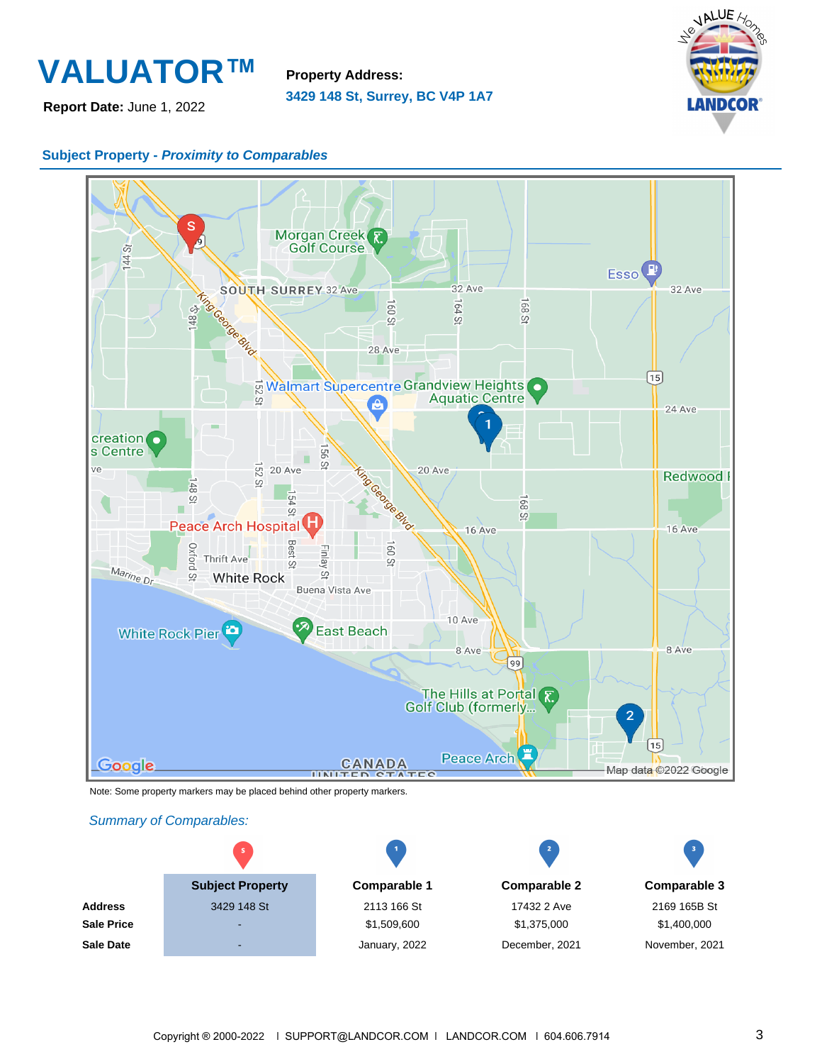# VALUATOR™

**Report Date:** June 1, 2022

**Property Address:**
3429 148 St, Surrey, BC V4P 1A7

## Subject Property - *Proximity to Comparables*

Note: Some property markers may be placed behind other property markers.

*Summary of Comparables:*

| | Subject Property | Comparable 1 | Comparable 2 | Comparable 3 |
|---|---|---|---|---|
| **Address** | 3429 148 St | 2113 166 St | 17432 2 Ave | 2169 165B St |
| **Sale Price** | - | $1,509,600 | $1,375,000 | $1,400,000 |
| **Sale Date** | - | January, 2022 | December, 2021 | November, 2021 |

Copyright ® 2000-2022 | SUPPORT@LANDCOR.COM | LANDCOR.COM | 604.606.7914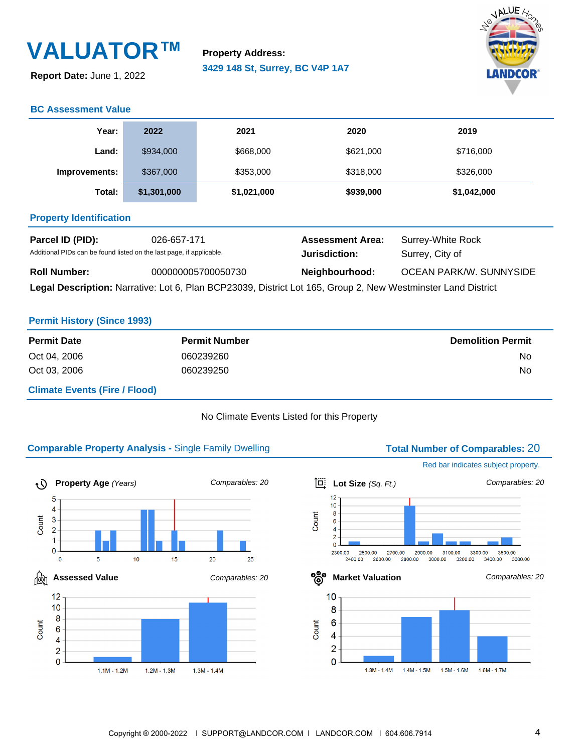# VALUATOR™

**Report Date:** June 1, 2022

**Property Address:**
3429 148 St, Surrey, BC V4P 1A7

## BC Assessment Value

| Year: | 2022 | 2021 | 2020 | 2019 |
|---|---|---|---|---|
| Land: | $934,000 | $668,000 | $621,000 | $716,000 |
| Improvements: | $367,000 | $353,000 | $318,000 | $326,000 |
| Total: | **$1,301,000** | **$1,021,000** | **$939,000** | **$1,042,000** |

## Property Identification

**Parcel ID (PID):** 026-657-171
Additional PIDs can be found listed on the last page, if applicable.

**Assessment Area:** Surrey-White Rock
**Jurisdiction:** Surrey, City of

**Roll Number:** 000000005700050730

**Neighbourhood:** OCEAN PARK/W. SUNNYSIDE

**Legal Description:** Narrative: Lot 6, Plan BCP23039, District Lot 165, Group 2, New Westminster Land District

## Permit History (Since 1993)

| Permit Date | Permit Number | Demolition Permit |
|---|---|---|
| Oct 04, 2006 | 060239260 | No |
| Oct 03, 2006 | 060239250 | No |

## Climate Events (Fire / Flood)

No Climate Events Listed for this Property

## Comparable Property Analysis - Single Family Dwelling

**Total Number of Comparables:** 20

Red bar indicates subject property.

**Property Age** *(Years)* — *Comparables: 20*

**Lot Size** *(Sq. Ft.)* — *Comparables: 20*

**Assessed Value** — *Comparables: 20*

**Market Valuation** — *Comparables: 20*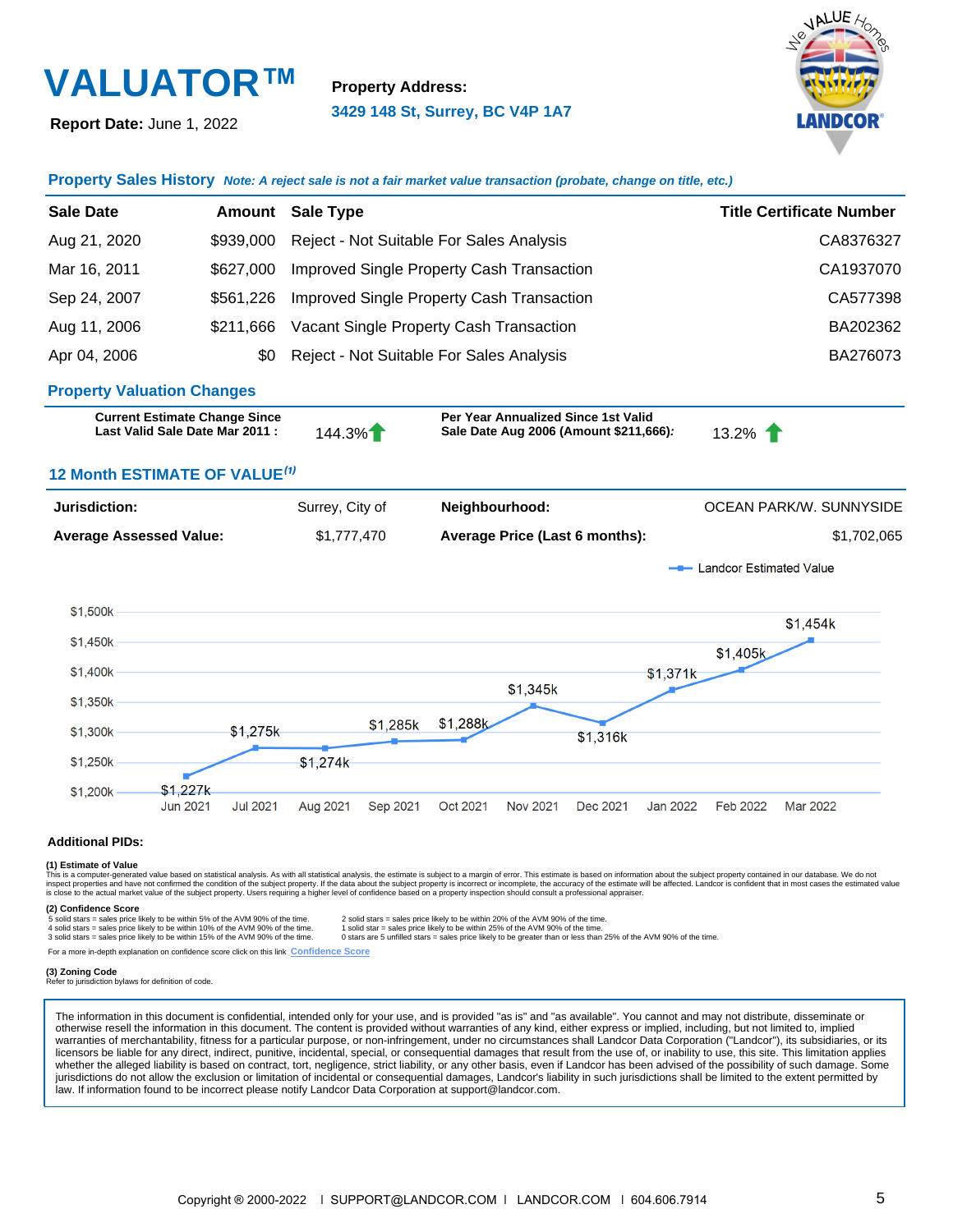# VALUATOR™

**Report Date:** June 1, 2022

**Property Address:**
3429 148 St, Surrey, BC V4P 1A7

## Property Sales History

***Note: A reject sale is not a fair market value transaction (probate, change on title, etc.)***

| Sale Date | Amount | Sale Type | Title Certificate Number |
|---|---|---|---|
| Aug 21, 2020 | $939,000 | Reject - Not Suitable For Sales Analysis | CA8376327 |
| Mar 16, 2011 | $627,000 | Improved Single Property Cash Transaction | CA1937070 |
| Sep 24, 2007 | $561,226 | Improved Single Property Cash Transaction | CA577398 |
| Aug 11, 2006 | $211,666 | Vacant Single Property Cash Transaction | BA202362 |
| Apr 04, 2006 | $0 | Reject - Not Suitable For Sales Analysis | BA276073 |

## Property Valuation Changes

| | | | |
|---|---|---|---|
| **Current Estimate Change Since Last Valid Sale Date Mar 2011 :** | 144.3% | **Per Year Annualized Since 1st Valid Sale Date Aug 2006 (Amount $211,666):** | 13.2% |

## 12 Month ESTIMATE OF VALUE[1]

| | | | |
|---|---|---|---|
| **Jurisdiction:** | Surrey, City of | **Neighbourhood:** | OCEAN PARK/W. SUNNYSIDE |
| **Average Assessed Value:** | $1,777,470 | **Average Price (Last 6 months):** | $1,702,065 |

Landcor Estimated Value

$1,500k
$1,450k
$1,400k
$1,350k
$1,300k
$1,250k
$1,200k

$1,227k
$1,275k
$1,274k
$1,285k
$1,288k
$1,345k
$1,316k
$1,371k
$1,405k
$1,454k

Jun 2021
Jul 2021
Aug 2021
Sep 2021
Oct 2021
Nov 2021
Dec 2021
Jan 2022
Feb 2022
Mar 2022

**Additional PIDs:**

**(1) Estimate of Value**
This is a computer-generated value based on statistical analysis. As with all statistical analysis, the estimate is subject to a margin of error. This estimate is based on information about the subject property contained in our database. We do not inspect properties and have not confirmed the condition of the subject property. If the data about the subject property is incorrect or incomplete, the accuracy of the estimate will be affected. Landcor is confident that in most cases the estimated value is close to the actual market value of the subject property. Users requiring a higher level of confidence based on a property inspection should consult a professional appraiser.

**(2) Confidence Score**
5 solid stars = sales price likely to be within 5% of the AVM 90% of the time.
4 solid stars = sales price likely to be within 10% of the AVM 90% of the time.
3 solid stars = sales price likely to be within 15% of the AVM 90% of the time.
2 solid stars = sales price likely to be within 20% of the AVM 90% of the time.
1 solid star = sales price likely to be within 25% of the AVM 90% of the time.
0 stars are 5 unfilled stars = sales price likely to be greater than or less than 25% of the AVM 90% of the time.

For a more in-depth explanation on confidence score click on this link Confidence Score

**(3) Zoning Code**
Refer to jurisdiction bylaws for definition of code.

The information in this document is confidential, intended only for your use, and is provided "as is" and "as available". You cannot and may not distribute, disseminate or otherwise resell the information in this document. The content is provided without warranties of any kind, either express or implied, including, but not limited to, implied warranties of merchantability, fitness for a particular purpose, or non-infringement, under no circumstances shall Landcor Data Corporation ("Landcor"), its subsidiaries, or its licensors be liable for any direct, indirect, punitive, incidental, special, or consequential damages that result from the use of, or inability to use, this site. This limitation applies whether the alleged liability is based on contract, tort, negligence, strict liability, or any other basis, even if Landcor has been advised of the possibility of such damage. Some jurisdictions do not allow the exclusion or limitation of incidental or consequential damages, Landcor's liability in such jurisdictions shall be limited to the extent permitted by law. If information found to be incorrect please notify Landcor Data Corporation at support@landcor.com.

Copyright © 2000-2022 | SUPPORT@LANDCOR.COM | LANDCOR.COM | 604.606.7914